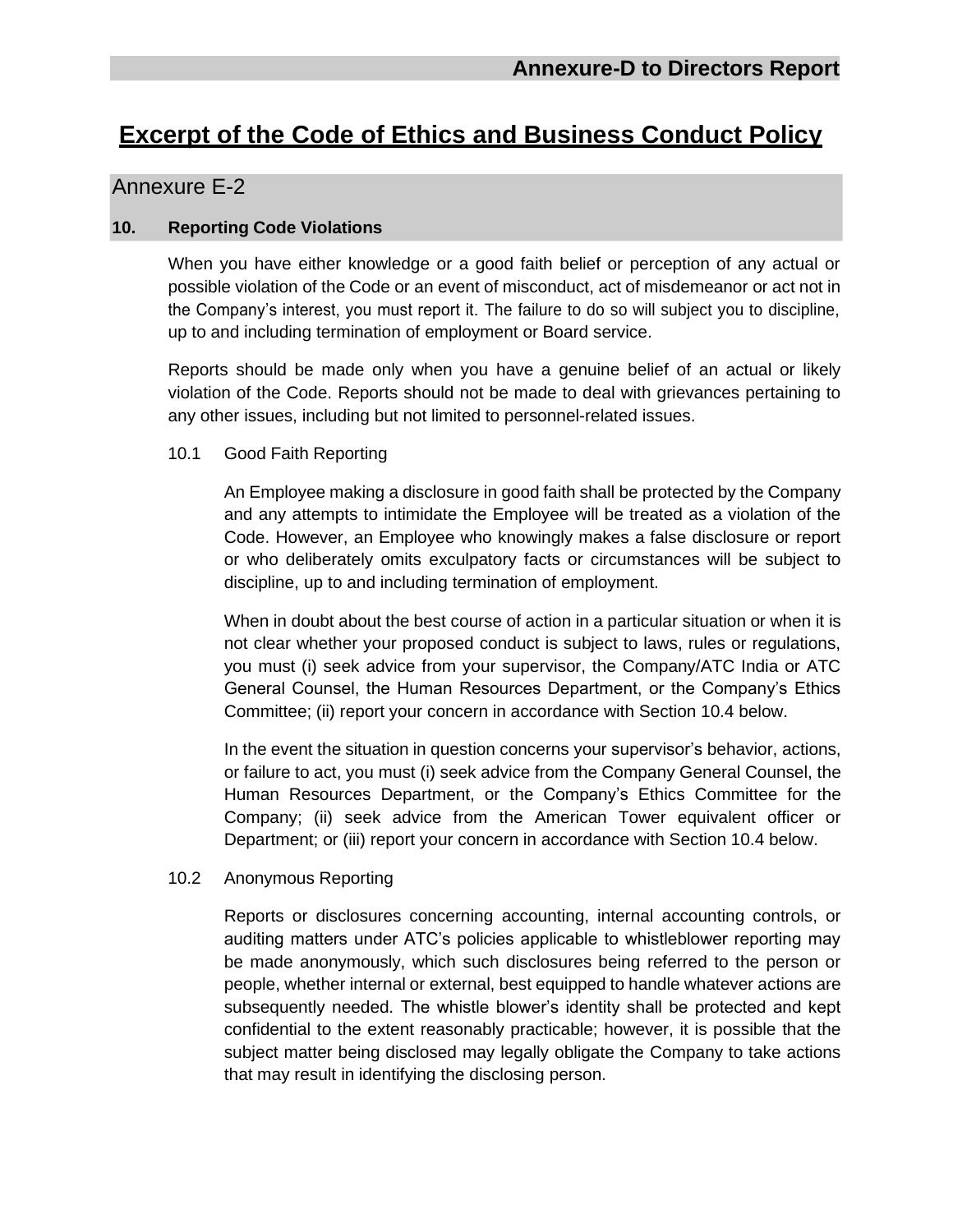# Annexure-D to Directors Report

## Excerpt of the Code of Ethics and Business Conduct Policy

## Annexure E-2

### 10. Reporting Code Violations

When you have either knowledge or a good faith belief or perception of any actual or possible violation of the Code or an event of misconduct, act of misdemeanor or act not in the Company's interest, you must report it. The failure to do so will subject you to discipline, up to and including termination of employment or Board service.

Reports should be made only when you have a genuine belief of an actual or likely violation of the Code. Reports should not be made to deal with grievances pertaining to any other issues, including but not limited to personnel-related issues.

#### 10.1 Good Faith Reporting

An Employee making a disclosure in good faith shall be protected by the Company and any attempts to intimidate the Employee will be treated as a violation of the Code. However, an Employee who knowingly makes a false disclosure or report or who deliberately omits exculpatory facts or circumstances will be subject to discipline, up to and including termination of employment.

When in doubt about the best course of action in a particular situation or when it is not clear whether your proposed conduct is subject to laws, rules or regulations, you must (i) seek advice from your supervisor, the Company/ATC India or ATC General Counsel, the Human Resources Department, or the Company's Ethics Committee; (ii) report your concern in accordance with Section 10.4 below.

In the event the situation in question concerns your supervisor's behavior, actions, or failure to act, you must (i) seek advice from the Company General Counsel, the Human Resources Department, or the Company's Ethics Committee for the Company; (ii) seek advice from the American Tower equivalent officer or Department; or (iii) report your concern in accordance with Section 10.4 below.

#### 10.2 Anonymous Reporting

Reports or disclosures concerning accounting, internal accounting controls, or auditing matters under ATC's policies applicable to whistleblower reporting may be made anonymously, which such disclosures being referred to the person or people, whether internal or external, best equipped to handle whatever actions are subsequently needed. The whistle blower's identity shall be protected and kept confidential to the extent reasonably practicable; however, it is possible that the subject matter being disclosed may legally obligate the Company to take actions that may result in identifying the disclosing person.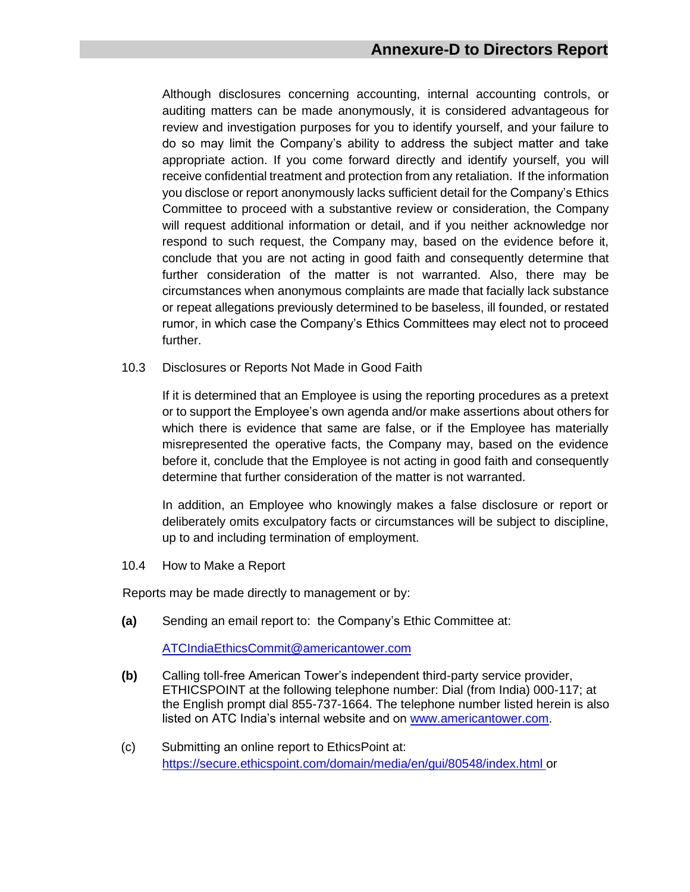Although disclosures concerning accounting, internal accounting controls, or auditing matters can be made anonymously, it is considered advantageous for review and investigation purposes for you to identify yourself, and your failure to do so may limit the Company's ability to address the subject matter and take appropriate action. If you come forward directly and identify yourself, you will receive confidential treatment and protection from any retaliation. If the information you disclose or report anonymously lacks sufficient detail for the Company's Ethics Committee to proceed with a substantive review or consideration, the Company will request additional information or detail, and if you neither acknowledge nor respond to such request, the Company may, based on the evidence before it, conclude that you are not acting in good faith and consequently determine that further consideration of the matter is not warranted. Also, there may be circumstances when anonymous complaints are made that facially lack substance or repeat allegations previously determined to be baseless, ill founded, or restated rumor, in which case the Company's Ethics Committees may elect not to proceed further.

10.3 Disclosures or Reports Not Made in Good Faith

If it is determined that an Employee is using the reporting procedures as a pretext or to support the Employee's own agenda and/or make assertions about others for which there is evidence that same are false, or if the Employee has materially misrepresented the operative facts, the Company may, based on the evidence before it, conclude that the Employee is not acting in good faith and consequently determine that further consideration of the matter is not warranted.

In addition, an Employee who knowingly makes a false disclosure or report or deliberately omits exculpatory facts or circumstances will be subject to discipline, up to and including termination of employment.

10.4 How to Make a Report

Reports may be made directly to management or by:

**(a)** Sending an email report to: the Company's Ethic Committee at:

[ATCIndiaEthicsCommit@americantower.com](mailto:ATCIndiaEthicsCommit@americantower.com)

**(b)** Calling toll-free American Tower's independent third-party service provider, ETHICSPOINT at the following telephone number: Dial (from India) 000-117; at the English prompt dial 855-737-1664. The telephone number listed herein is also listed on ATC India's internal website and on [www.americantower.com](http://www.americantower.com).

(c) Submitting an online report to EthicsPoint at: [https://secure.ethicspoint.com/domain/media/en/gui/80548/index.html](https://secure.ethicspoint.com/domain/media/en/gui/80548/index.html) or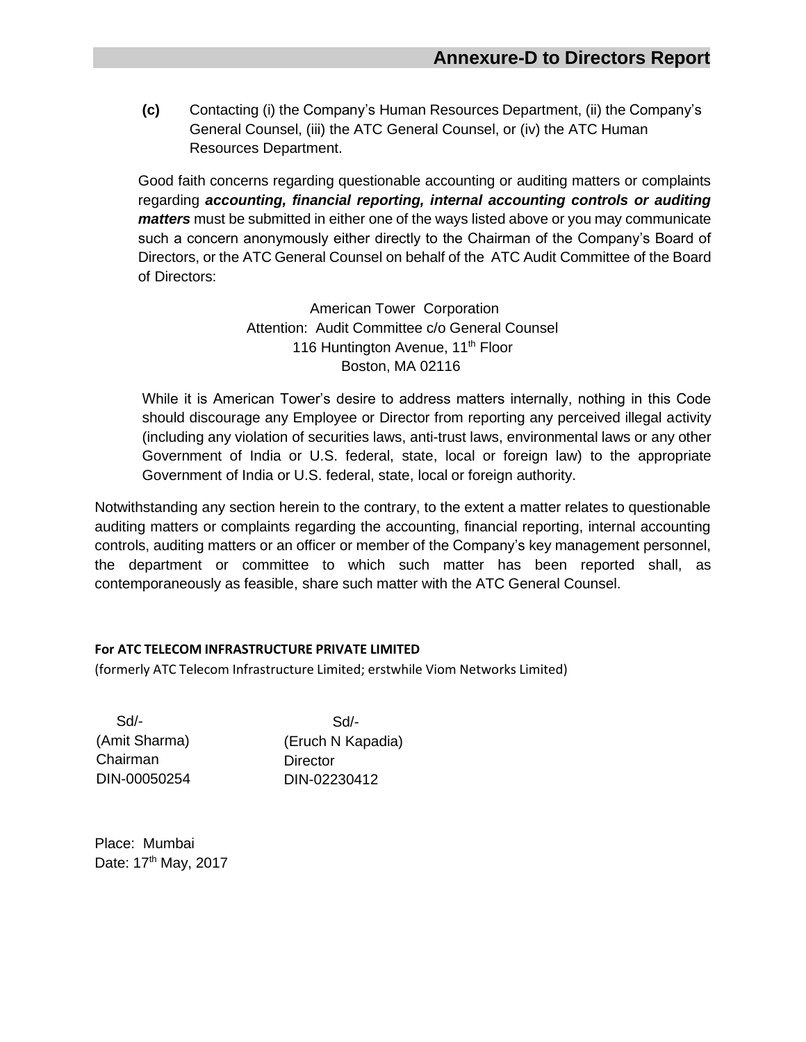**(c)** Contacting (i) the Company's Human Resources Department, (ii) the Company's General Counsel, (iii) the ATC General Counsel, or (iv) the ATC Human Resources Department.

Good faith concerns regarding questionable accounting or auditing matters or complaints regarding ***accounting, financial reporting, internal accounting controls or auditing matters*** must be submitted in either one of the ways listed above or you may communicate such a concern anonymously either directly to the Chairman of the Company's Board of Directors, or the ATC General Counsel on behalf of the ATC Audit Committee of the Board of Directors:

American Tower Corporation
Attention: Audit Committee c/o General Counsel
116 Huntington Avenue, 11th Floor
Boston, MA 02116

While it is American Tower's desire to address matters internally, nothing in this Code should discourage any Employee or Director from reporting any perceived illegal activity (including any violation of securities laws, anti-trust laws, environmental laws or any other Government of India or U.S. federal, state, local or foreign law) to the appropriate Government of India or U.S. federal, state, local or foreign authority.

Notwithstanding any section herein to the contrary, to the extent a matter relates to questionable auditing matters or complaints regarding the accounting, financial reporting, internal accounting controls, auditing matters or an officer or member of the Company's key management personnel, the department or committee to which such matter has been reported shall, as contemporaneously as feasible, share such matter with the ATC General Counsel.

**For ATC TELECOM INFRASTRUCTURE PRIVATE LIMITED**
(formerly ATC Telecom Infrastructure Limited; erstwhile Viom Networks Limited)

| | |
|---|---|
| Sd/- | Sd/- |
| (Amit Sharma) | (Eruch N Kapadia) |
| Chairman | Director |
| DIN-00050254 | DIN-02230412 |

Place: Mumbai
Date: 17th May, 2017